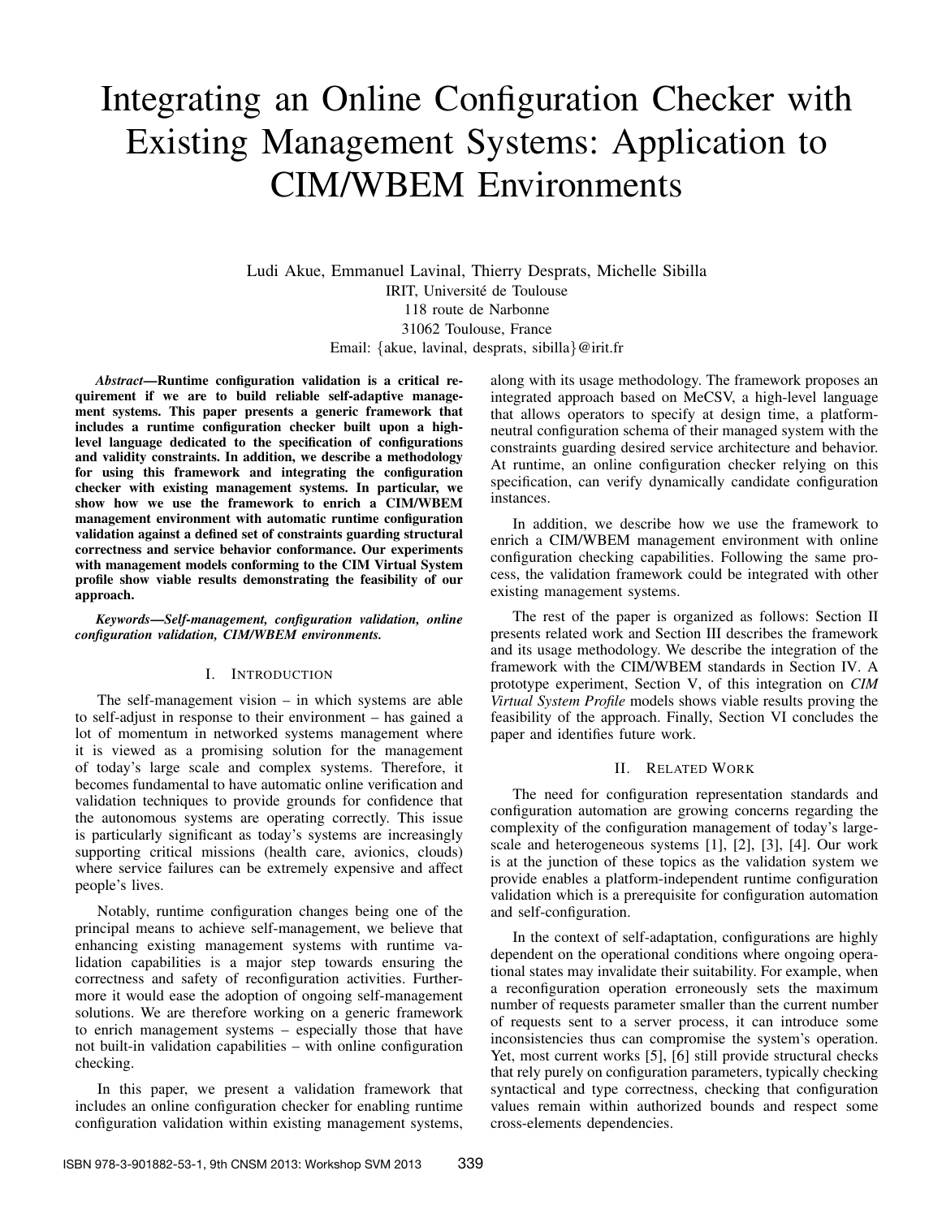# Integrating an Online Configuration Checker with Existing Management Systems: Application to CIM/WBEM Environments

Ludi Akue, Emmanuel Lavinal, Thierry Desprats, Michelle Sibilla
IRIT, Université de Toulouse
118 route de Narbonne
31062 Toulouse, France
Email: {akue, lavinal, desprats, sibilla}@irit.fr

***Abstract*—Runtime configuration validation is a critical requirement if we are to build reliable self-adaptive management systems. This paper presents a generic framework that includes a runtime configuration checker built upon a high-level language dedicated to the specification of configurations and validity constraints. In addition, we describe a methodology for using this framework and integrating the configuration checker with existing management systems. In particular, we show how we use the framework to enrich a CIM/WBEM management environment with automatic runtime configuration validation against a defined set of constraints guarding structural correctness and service behavior conformance. Our experiments with management models conforming to the CIM Virtual System profile show viable results demonstrating the feasibility of our approach.**

***Keywords*—*Self-management, configuration validation, online configuration validation, CIM/WBEM environments.***

## I. Introduction

The self-management vision – in which systems are able to self-adjust in response to their environment – has gained a lot of momentum in networked systems management where it is viewed as a promising solution for the management of today's large scale and complex systems. Therefore, it becomes fundamental to have automatic online verification and validation techniques to provide grounds for confidence that the autonomous systems are operating correctly. This issue is particularly significant as today's systems are increasingly supporting critical missions (health care, avionics, clouds) where service failures can be extremely expensive and affect people's lives.

Notably, runtime configuration changes being one of the principal means to achieve self-management, we believe that enhancing existing management systems with runtime validation capabilities is a major step towards ensuring the correctness and safety of reconfiguration activities. Furthermore it would ease the adoption of ongoing self-management solutions. We are therefore working on a generic framework to enrich management systems – especially those that have not built-in validation capabilities – with online configuration checking.

In this paper, we present a validation framework that includes an online configuration checker for enabling runtime configuration validation within existing management systems, along with its usage methodology. The framework proposes an integrated approach based on MeCSV, a high-level language that allows operators to specify at design time, a platform-neutral configuration schema of their managed system with the constraints guarding desired service architecture and behavior. At runtime, an online configuration checker relying on this specification, can verify dynamically candidate configuration instances.

In addition, we describe how we use the framework to enrich a CIM/WBEM management environment with online configuration checking capabilities. Following the same process, the validation framework could be integrated with other existing management systems.

The rest of the paper is organized as follows: Section II presents related work and Section III describes the framework and its usage methodology. We describe the integration of the framework with the CIM/WBEM standards in Section IV. A prototype experiment, Section V, of this integration on *CIM Virtual System Profile* models shows viable results proving the feasibility of the approach. Finally, Section VI concludes the paper and identifies future work.

## II. Related Work

The need for configuration representation standards and configuration automation are growing concerns regarding the complexity of the configuration management of today's large-scale and heterogeneous systems [1], [2], [3], [4]. Our work is at the junction of these topics as the validation system we provide enables a platform-independent runtime configuration validation which is a prerequisite for configuration automation and self-configuration.

In the context of self-adaptation, configurations are highly dependent on the operational conditions where ongoing operational states may invalidate their suitability. For example, when a reconfiguration operation erroneously sets the maximum number of requests parameter smaller than the current number of requests sent to a server process, it can introduce some inconsistencies thus can compromise the system's operation. Yet, most current works [5], [6] still provide structural checks that rely purely on configuration parameters, typically checking syntactical and type correctness, checking that configuration values remain within authorized bounds and respect some cross-elements dependencies.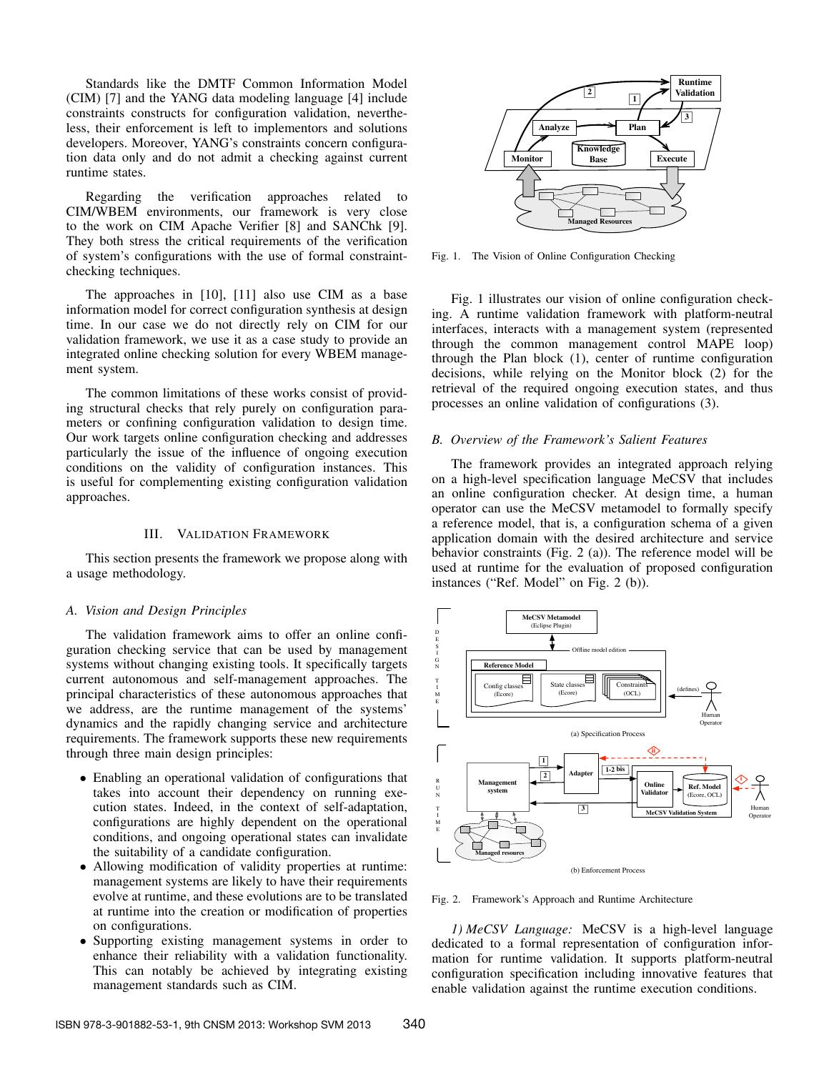Standards like the DMTF Common Information Model (CIM) [7] and the YANG data modeling language [4] include constraints constructs for configuration validation, nevertheless, their enforcement is left to implementors and solutions developers. Moreover, YANG's constraints concern configuration data only and do not admit a checking against current runtime states.

Regarding the verification approaches related to CIM/WBEM environments, our framework is very close to the work on CIM Apache Verifier [8] and SANChk [9]. They both stress the critical requirements of the verification of system's configurations with the use of formal constraint-checking techniques.

The approaches in [10], [11] also use CIM as a base information model for correct configuration synthesis at design time. In our case we do not directly rely on CIM for our validation framework, we use it as a case study to provide an integrated online checking solution for every WBEM management system.

The common limitations of these works consist of providing structural checks that rely purely on configuration parameters or confining configuration validation to design time. Our work targets online configuration checking and addresses particularly the issue of the influence of ongoing execution conditions on the validity of configuration instances. This is useful for complementing existing configuration validation approaches.

## III. Validation Framework

This section presents the framework we propose along with a usage methodology.

### A. Vision and Design Principles

The validation framework aims to offer an online configuration checking service that can be used by management systems without changing existing tools. It specifically targets current autonomous and self-management approaches. The principal characteristics of these autonomous approaches that we address, are the runtime management of the systems' dynamics and the rapidly changing service and architecture requirements. The framework supports these new requirements through three main design principles:

- Enabling an operational validation of configurations that takes into account their dependency on running execution states. Indeed, in the context of self-adaptation, configurations are highly dependent on the operational conditions, and ongoing operational states can invalidate the suitability of a candidate configuration.
- Allowing modification of validity properties at runtime: management systems are likely to have their requirements evolve at runtime, and these evolutions are to be translated at runtime into the creation or modification of properties on configurations.
- Supporting existing management systems in order to enhance their reliability with a validation functionality. This can notably be achieved by integrating existing management standards such as CIM.

Fig. 1. The Vision of Online Configuration Checking

Fig. 1 illustrates our vision of online configuration checking. A runtime validation framework with platform-neutral interfaces, interacts with a management system (represented through the common management control MAPE loop) through the Plan block (1), center of runtime configuration decisions, while relying on the Monitor block (2) for the retrieval of the required ongoing execution states, and thus processes an online validation of configurations (3).

### B. Overview of the Framework's Salient Features

The framework provides an integrated approach relying on a high-level specification language MeCSV that includes an online configuration checker. At design time, a human operator can use the MeCSV metamodel to formally specify a reference model, that is, a configuration schema of a given application domain with the desired architecture and service behavior constraints (Fig. 2 (a)). The reference model will be used at runtime for the evaluation of proposed configuration instances ("Ref. Model" on Fig. 2 (b)).

Fig. 2. Framework's Approach and Runtime Architecture

*1) MeCSV Language:* MeCSV is a high-level language dedicated to a formal representation of configuration information for runtime validation. It supports platform-neutral configuration specification including innovative features that enable validation against the runtime execution conditions.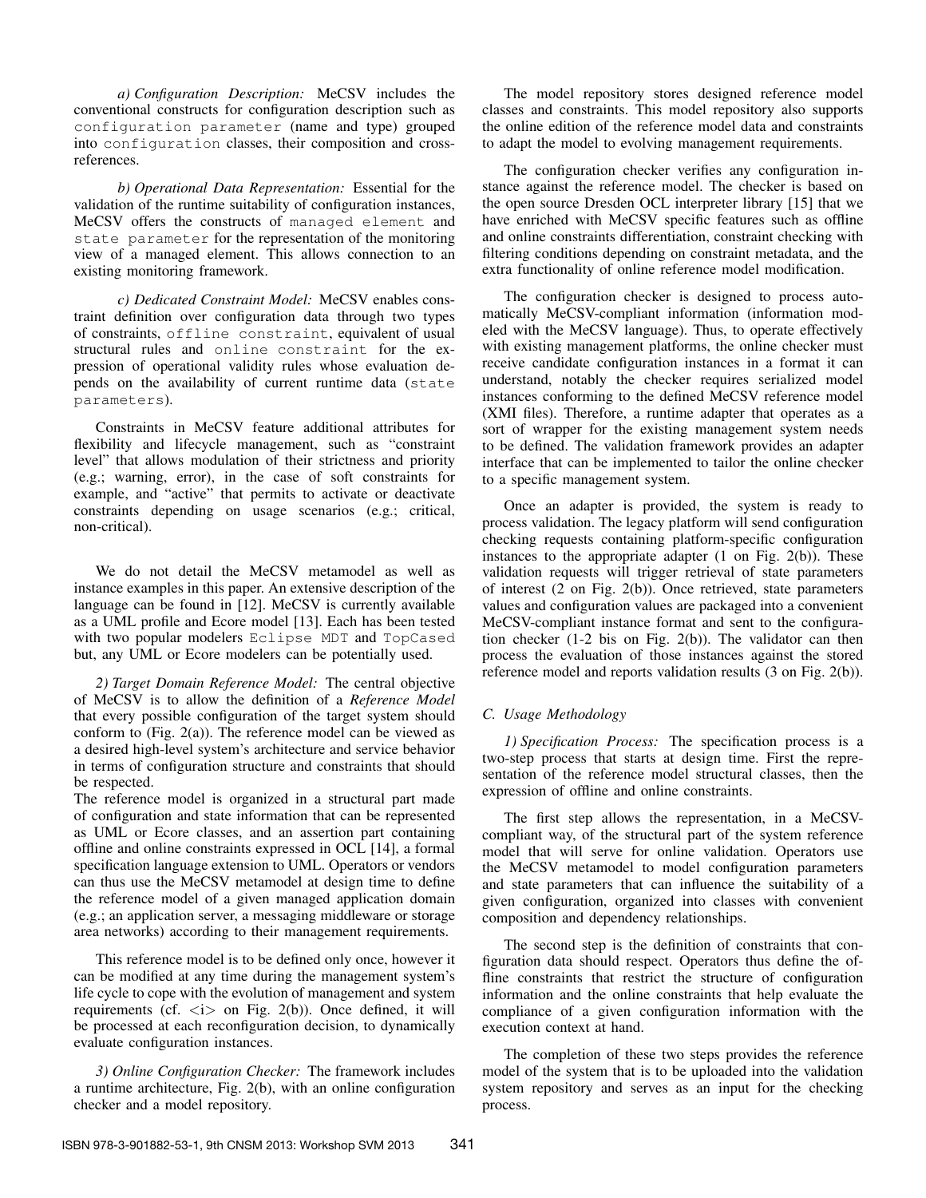*a) Configuration Description:* MeCSV includes the conventional constructs for configuration description such as `configuration parameter` (name and type) grouped into `configuration` classes, their composition and cross-references.

*b) Operational Data Representation:* Essential for the validation of the runtime suitability of configuration instances, MeCSV offers the constructs of `managed element` and `state parameter` for the representation of the monitoring view of a managed element. This allows connection to an existing monitoring framework.

*c) Dedicated Constraint Model:* MeCSV enables constraint definition over configuration data through two types of constraints, `offline constraint`, equivalent of usual structural rules and `online constraint` for the expression of operational validity rules whose evaluation depends on the availability of current runtime data (`state parameters`).

Constraints in MeCSV feature additional attributes for flexibility and lifecycle management, such as "constraint level" that allows modulation of their strictness and priority (e.g.; warning, error), in the case of soft constraints for example, and "active" that permits to activate or deactivate constraints depending on usage scenarios (e.g.; critical, non-critical).

We do not detail the MeCSV metamodel as well as instance examples in this paper. An extensive description of the language can be found in [12]. MeCSV is currently available as a UML profile and Ecore model [13]. Each has been tested with two popular modelers `Eclipse MDT` and `TopCased` but, any UML or Ecore modelers can be potentially used.

*2) Target Domain Reference Model:* The central objective of MeCSV is to allow the definition of a *Reference Model* that every possible configuration of the target system should conform to (Fig. 2(a)). The reference model can be viewed as a desired high-level system's architecture and service behavior in terms of configuration structure and constraints that should be respected.
The reference model is organized in a structural part made of configuration and state information that can be represented as UML or Ecore classes, and an assertion part containing offline and online constraints expressed in OCL [14], a formal specification language extension to UML. Operators or vendors can thus use the MeCSV metamodel at design time to define the reference model of a given managed application domain (e.g.; an application server, a messaging middleware or storage area networks) according to their management requirements.

This reference model is to be defined only once, however it can be modified at any time during the management system's life cycle to cope with the evolution of management and system requirements (cf. <i> on Fig. 2(b)). Once defined, it will be processed at each reconfiguration decision, to dynamically evaluate configuration instances.

*3) Online Configuration Checker:* The framework includes a runtime architecture, Fig. 2(b), with an online configuration checker and a model repository.

The model repository stores designed reference model classes and constraints. This model repository also supports the online edition of the reference model data and constraints to adapt the model to evolving management requirements.

The configuration checker verifies any configuration instance against the reference model. The checker is based on the open source Dresden OCL interpreter library [15] that we have enriched with MeCSV specific features such as offline and online constraints differentiation, constraint checking with filtering conditions depending on constraint metadata, and the extra functionality of online reference model modification.

The configuration checker is designed to process automatically MeCSV-compliant information (information modeled with the MeCSV language). Thus, to operate effectively with existing management platforms, the online checker must receive candidate configuration instances in a format it can understand, notably the checker requires serialized model instances conforming to the defined MeCSV reference model (XMI files). Therefore, a runtime adapter that operates as a sort of wrapper for the existing management system needs to be defined. The validation framework provides an adapter interface that can be implemented to tailor the online checker to a specific management system.

Once an adapter is provided, the system is ready to process validation. The legacy platform will send configuration checking requests containing platform-specific configuration instances to the appropriate adapter (1 on Fig. 2(b)). These validation requests will trigger retrieval of state parameters of interest (2 on Fig. 2(b)). Once retrieved, state parameters values and configuration values are packaged into a convenient MeCSV-compliant instance format and sent to the configuration checker (1-2 bis on Fig. 2(b)). The validator can then process the evaluation of those instances against the stored reference model and reports validation results (3 on Fig. 2(b)).

### C. Usage Methodology

*1) Specification Process:* The specification process is a two-step process that starts at design time. First the representation of the reference model structural classes, then the expression of offline and online constraints.

The first step allows the representation, in a MeCSV-compliant way, of the structural part of the system reference model that will serve for online validation. Operators use the MeCSV metamodel to model configuration parameters and state parameters that can influence the suitability of a given configuration, organized into classes with convenient composition and dependency relationships.

The second step is the definition of constraints that configuration data should respect. Operators thus define the offline constraints that restrict the structure of configuration information and the online constraints that help evaluate the compliance of a given configuration information with the execution context at hand.

The completion of these two steps provides the reference model of the system that is to be uploaded into the validation system repository and serves as an input for the checking process.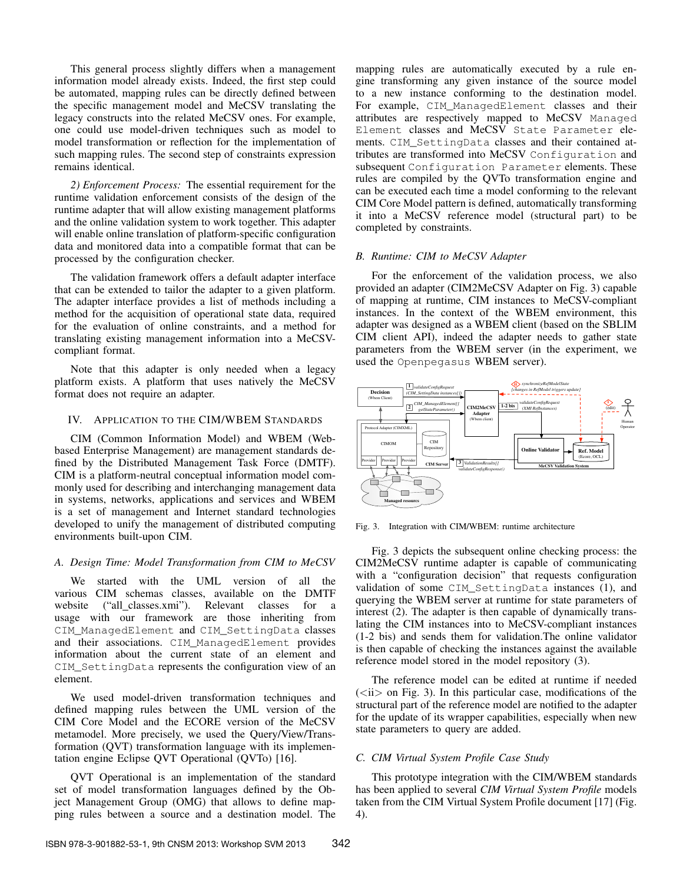This general process slightly differs when a management information model already exists. Indeed, the first step could be automated, mapping rules can be directly defined between the specific management model and MeCSV translating the legacy constructs into the related MeCSV ones. For example, one could use model-driven techniques such as model to model transformation or reflection for the implementation of such mapping rules. The second step of constraints expression remains identical.

*2) Enforcement Process:* The essential requirement for the runtime validation enforcement consists of the design of the runtime adapter that will allow existing management platforms and the online validation system to work together. This adapter will enable online translation of platform-specific configuration data and monitored data into a compatible format that can be processed by the configuration checker.

The validation framework offers a default adapter interface that can be extended to tailor the adapter to a given platform. The adapter interface provides a list of methods including a method for the acquisition of operational state data, required for the evaluation of online constraints, and a method for translating existing management information into a MeCSV-compliant format.

Note that this adapter is only needed when a legacy platform exists. A platform that uses natively the MeCSV format does not require an adapter.

## IV. Application to the CIM/WBEM Standards

CIM (Common Information Model) and WBEM (Web-based Enterprise Management) are management standards defined by the Distributed Management Task Force (DMTF). CIM is a platform-neutral conceptual information model commonly used for describing and interchanging management data in systems, networks, applications and services and WBEM is a set of management and Internet standard technologies developed to unify the management of distributed computing environments built-upon CIM.

### A. Design Time: Model Transformation from CIM to MeCSV

We started with the UML version of all the various CIM schemas classes, available on the DMTF website ("all_classes.xmi"). Relevant classes for a usage with our framework are those inheriting from `CIM_ManagedElement` and `CIM_SettingData` classes and their associations. `CIM_ManagedElement` provides information about the current state of an element and `CIM_SettingData` represents the configuration view of an element.

We used model-driven transformation techniques and defined mapping rules between the UML version of the CIM Core Model and the ECORE version of the MeCSV metamodel. More precisely, we used the Query/View/Transformation (QVT) transformation language with its implementation engine Eclipse QVT Operational (QVTo) [16].

QVT Operational is an implementation of the standard set of model transformation languages defined by the Object Management Group (OMG) that allows to define mapping rules between a source and a destination model. The mapping rules are automatically executed by a rule engine transforming any given instance of the source model to a new instance conforming to the destination model. For example, `CIM_ManagedElement` classes and their attributes are respectively mapped to MeCSV `Managed Element` classes and MeCSV `State Parameter` elements. `CIM_SettingData` classes and their contained attributes are transformed into MeCSV `Configuration` and subsequent `Configuration Parameter` elements. These rules are compiled by the QVTo transformation engine and can be executed each time a model conforming to the relevant CIM Core Model pattern is defined, automatically transforming it into a MeCSV reference model (structural part) to be completed by constraints.

### B. Runtime: CIM to MeCSV Adapter

For the enforcement of the validation process, we also provided an adapter (CIM2MeCSV Adapter on Fig. 3) capable of mapping at runtime, CIM instances to MeCSV-compliant instances. In the context of the WBEM environment, this adapter was designed as a WBEM client (based on the SBLIM CIM client API), indeed the adapter needs to gather state parameters from the WBEM server (in the experiment, we used the `Openpegasus` WBEM server).

Fig. 3. Integration with CIM/WBEM: runtime architecture

Fig. 3 depicts the subsequent online checking process: the CIM2MeCSV runtime adapter is capable of communicating with a "configuration decision" that requests configuration validation of some `CIM_SettingData` instances (1), and querying the WBEM server at runtime for state parameters of interest (2). The adapter is then capable of dynamically translating the CIM instances into to MeCSV-compliant instances (1-2 bis) and sends them for validation.The online validator is then capable of checking the instances against the available reference model stored in the model repository (3).

The reference model can be edited at runtime if needed (<ii> on Fig. 3). In this particular case, modifications of the structural part of the reference model are notified to the adapter for the update of its wrapper capabilities, especially when new state parameters to query are added.

### C. CIM Virtual System Profile Case Study

This prototype integration with the CIM/WBEM standards has been applied to several *CIM Virtual System Profile* models taken from the CIM Virtual System Profile document [17] (Fig. 4).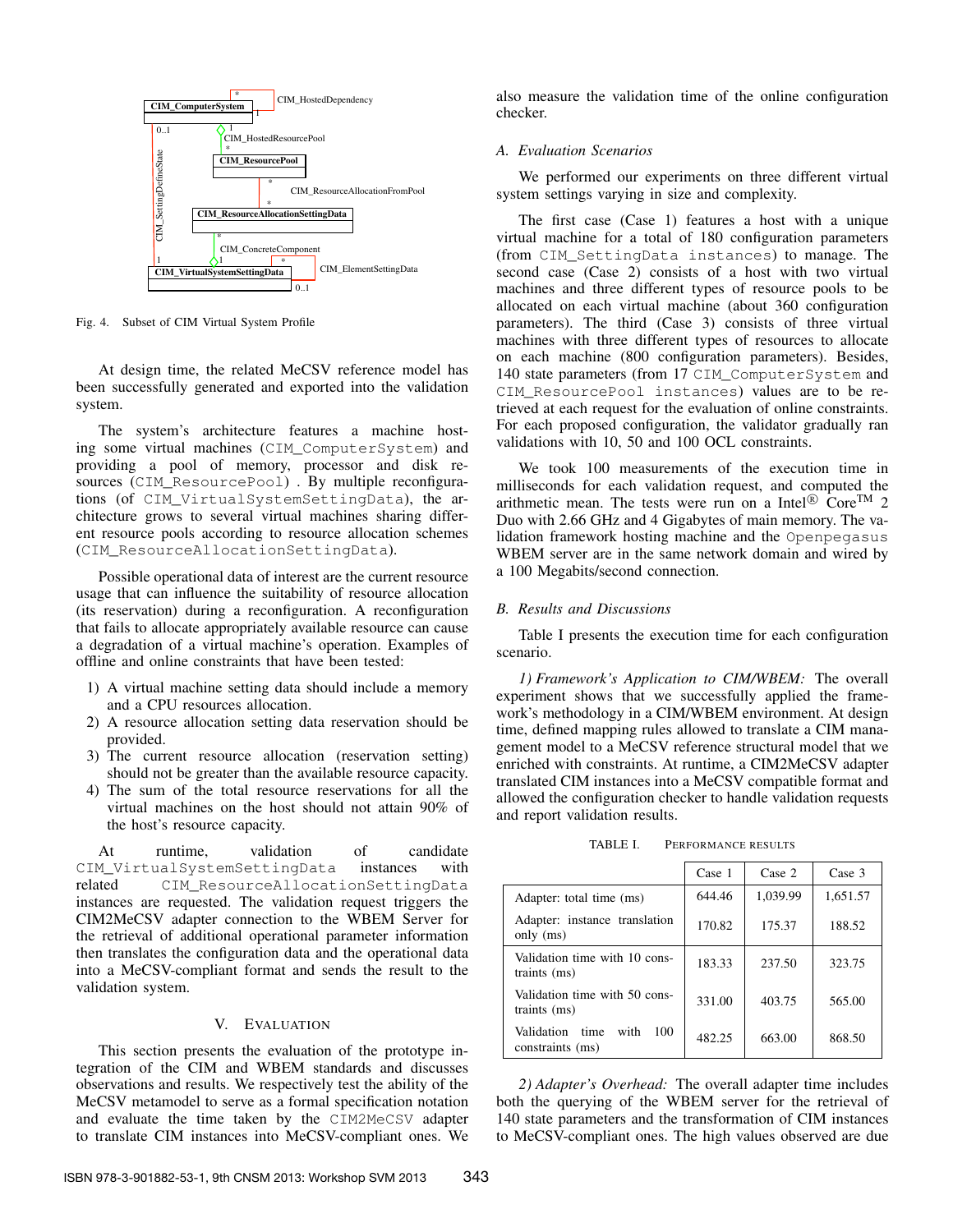Fig. 4. Subset of CIM Virtual System Profile

At design time, the related MeCSV reference model has been successfully generated and exported into the validation system.

The system's architecture features a machine hosting some virtual machines (CIM_ComputerSystem) and providing a pool of memory, processor and disk resources (CIM_ResourcePool) . By multiple reconfigurations (of CIM_VirtualSystemSettingData), the architecture grows to several virtual machines sharing different resource pools according to resource allocation schemes (CIM_ResourceAllocationSettingData).

Possible operational data of interest are the current resource usage that can influence the suitability of resource allocation (its reservation) during a reconfiguration. A reconfiguration that fails to allocate appropriately available resource can cause a degradation of a virtual machine's operation. Examples of offline and online constraints that have been tested:

1) A virtual machine setting data should include a memory and a CPU resources allocation.
2) A resource allocation setting data reservation should be provided.
3) The current resource allocation (reservation setting) should not be greater than the available resource capacity.
4) The sum of the total resource reservations for all the virtual machines on the host should not attain 90% of the host's resource capacity.

At runtime, validation of candidate CIM_VirtualSystemSettingData instances with related CIM_ResourceAllocationSettingData instances are requested. The validation request triggers the CIM2MeCSV adapter connection to the WBEM Server for the retrieval of additional operational parameter information then translates the configuration data and the operational data into a MeCSV-compliant format and sends the result to the validation system.

## V. Evaluation

This section presents the evaluation of the prototype integration of the CIM and WBEM standards and discusses observations and results. We respectively test the ability of the MeCSV metamodel to serve as a formal specification notation and evaluate the time taken by the CIM2MeCSV adapter to translate CIM instances into MeCSV-compliant ones. We also measure the validation time of the online configuration checker.

### A. Evaluation Scenarios

We performed our experiments on three different virtual system settings varying in size and complexity.

The first case (Case 1) features a host with a unique virtual machine for a total of 180 configuration parameters (from CIM_SettingData instances) to manage. The second case (Case 2) consists of a host with two virtual machines and three different types of resource pools to be allocated on each virtual machine (about 360 configuration parameters). The third (Case 3) consists of three virtual machines with three different types of resources to allocate on each machine (800 configuration parameters). Besides, 140 state parameters (from 17 CIM_ComputerSystem and CIM_ResourcePool instances) values are to be retrieved at each request for the evaluation of online constraints. For each proposed configuration, the validator gradually ran validations with 10, 50 and 100 OCL constraints.

We took 100 measurements of the execution time in milliseconds for each validation request, and computed the arithmetic mean. The tests were run on a Intel® Core™ 2 Duo with 2.66 GHz and 4 Gigabytes of main memory. The validation framework hosting machine and the Openpegasus WBEM server are in the same network domain and wired by a 100 Megabits/second connection.

### B. Results and Discussions

Table I presents the execution time for each configuration scenario.

*1) Framework's Application to CIM/WBEM:* The overall experiment shows that we successfully applied the framework's methodology in a CIM/WBEM environment. At design time, defined mapping rules allowed to translate a CIM management model to a MeCSV reference structural model that we enriched with constraints. At runtime, a CIM2MeCSV adapter translated CIM instances into a MeCSV compatible format and allowed the configuration checker to handle validation requests and report validation results.

TABLE I. Performance results

| | Case 1 | Case 2 | Case 3 |
|---|---|---|---|
| Adapter: total time (ms) | 644.46 | 1,039.99 | 1,651.57 |
| Adapter: instance translation only (ms) | 170.82 | 175.37 | 188.52 |
| Validation time with 10 constraints (ms) | 183.33 | 237.50 | 323.75 |
| Validation time with 50 constraints (ms) | 331.00 | 403.75 | 565.00 |
| Validation time with 100 constraints (ms) | 482.25 | 663.00 | 868.50 |

*2) Adapter's Overhead:* The overall adapter time includes both the querying of the WBEM server for the retrieval of 140 state parameters and the transformation of CIM instances to MeCSV-compliant ones. The high values observed are due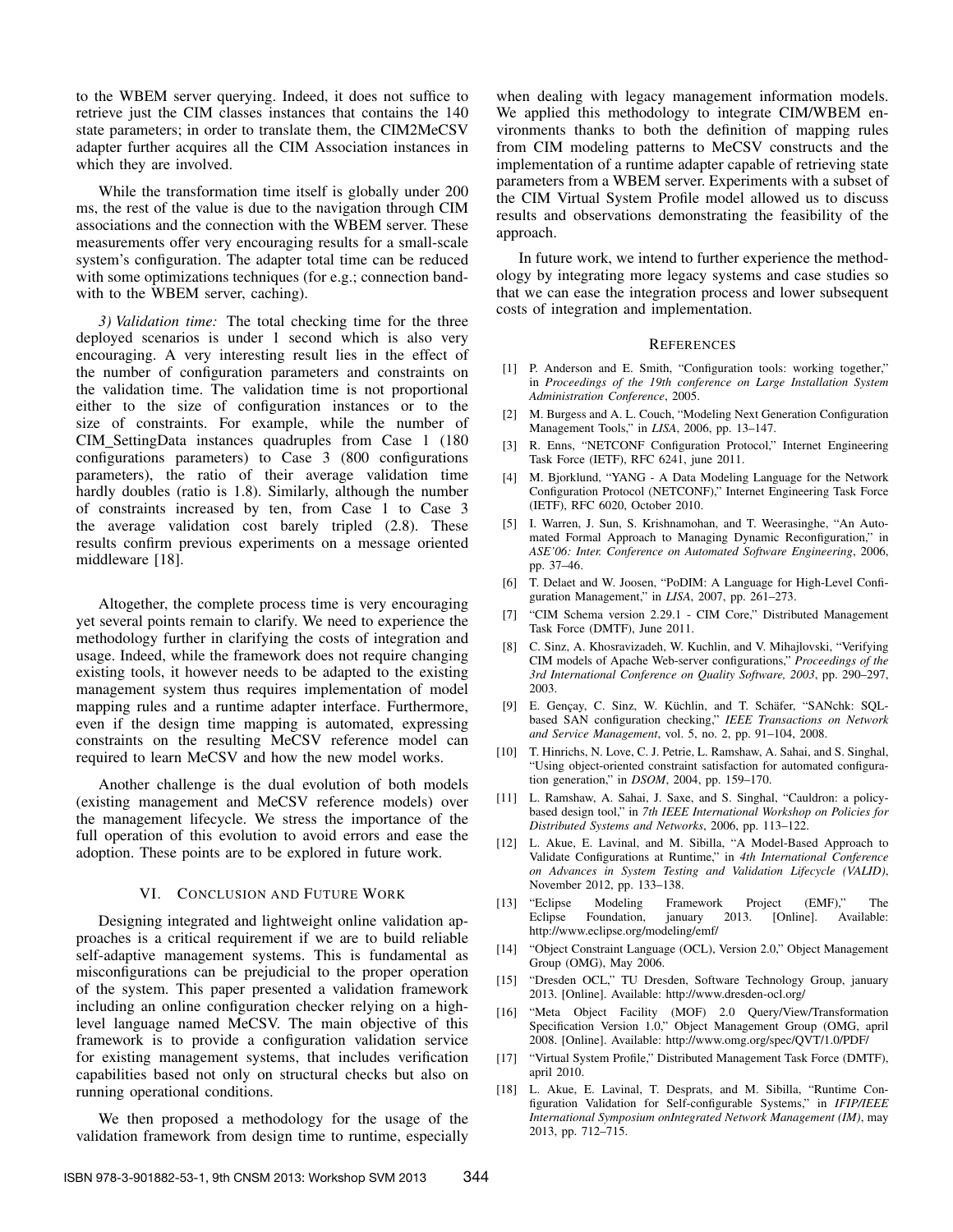to the WBEM server querying. Indeed, it does not suffice to retrieve just the CIM classes instances that contains the 140 state parameters; in order to translate them, the CIM2MeCSV adapter further acquires all the CIM Association instances in which they are involved.

While the transformation time itself is globally under 200 ms, the rest of the value is due to the navigation through CIM associations and the connection with the WBEM server. These measurements offer very encouraging results for a small-scale system's configuration. The adapter total time can be reduced with some optimizations techniques (for e.g.; connection bandwith to the WBEM server, caching).

*3) Validation time:* The total checking time for the three deployed scenarios is under 1 second which is also very encouraging. A very interesting result lies in the effect of the number of configuration parameters and constraints on the validation time. The validation time is not proportional either to the size of configuration instances or to the size of constraints. For example, while the number of CIM_SettingData instances quadruples from Case 1 (180 configurations parameters) to Case 3 (800 configurations parameters), the ratio of their average validation time hardly doubles (ratio is 1.8). Similarly, although the number of constraints increased by ten, from Case 1 to Case 3 the average validation cost barely tripled (2.8). These results confirm previous experiments on a message oriented middleware [18].

Altogether, the complete process time is very encouraging yet several points remain to clarify. We need to experience the methodology further in clarifying the costs of integration and usage. Indeed, while the framework does not require changing existing tools, it however needs to be adapted to the existing management system thus requires implementation of model mapping rules and a runtime adapter interface. Furthermore, even if the design time mapping is automated, expressing constraints on the resulting MeCSV reference model can required to learn MeCSV and how the new model works.

Another challenge is the dual evolution of both models (existing management and MeCSV reference models) over the management lifecycle. We stress the importance of the full operation of this evolution to avoid errors and ease the adoption. These points are to be explored in future work.

## VI. Conclusion and Future Work

Designing integrated and lightweight online validation approaches is a critical requirement if we are to build reliable self-adaptive management systems. This is fundamental as misconfigurations can be prejudicial to the proper operation of the system. This paper presented a validation framework including an online configuration checker relying on a high-level language named MeCSV. The main objective of this framework is to provide a configuration validation service for existing management systems, that includes verification capabilities based not only on structural checks but also on running operational conditions.

We then proposed a methodology for the usage of the validation framework from design time to runtime, especially when dealing with legacy management information models. We applied this methodology to integrate CIM/WBEM environments thanks to both the definition of mapping rules from CIM modeling patterns to MeCSV constructs and the implementation of a runtime adapter capable of retrieving state parameters from a WBEM server. Experiments with a subset of the CIM Virtual System Profile model allowed us to discuss results and observations demonstrating the feasibility of the approach.

In future work, we intend to further experience the methodology by integrating more legacy systems and case studies so that we can ease the integration process and lower subsequent costs of integration and implementation.

## References

[1] P. Anderson and E. Smith, "Configuration tools: working together," in *Proceedings of the 19th conference on Large Installation System Administration Conference*, 2005.

[2] M. Burgess and A. L. Couch, "Modeling Next Generation Configuration Management Tools," in *LISA*, 2006, pp. 13–147.

[3] R. Enns, "NETCONF Configuration Protocol," Internet Engineering Task Force (IETF), RFC 6241, june 2011.

[4] M. Bjorklund, "YANG - A Data Modeling Language for the Network Configuration Protocol (NETCONF)," Internet Engineering Task Force (IETF), RFC 6020, October 2010.

[5] I. Warren, J. Sun, S. Krishnamohan, and T. Weerasinghe, "An Automated Formal Approach to Managing Dynamic Reconfiguration," in *ASE'06: Inter. Conference on Automated Software Engineering*, 2006, pp. 37–46.

[6] T. Delaet and W. Joosen, "PoDIM: A Language for High-Level Configuration Management," in *LISA*, 2007, pp. 261–273.

[7] "CIM Schema version 2.29.1 - CIM Core," Distributed Management Task Force (DMTF), June 2011.

[8] C. Sinz, A. Khosravizadeh, W. Kuchlin, and V. Mihajlovski, "Verifying CIM models of Apache Web-server configurations," *Proceedings of the 3rd International Conference on Quality Software, 2003*, pp. 290–297, 2003.

[9] E. Gençay, C. Sinz, W. Küchlin, and T. Schäfer, "SANchk: SQL-based SAN configuration checking," *IEEE Transactions on Network and Service Management*, vol. 5, no. 2, pp. 91–104, 2008.

[10] T. Hinrichs, N. Love, C. J. Petrie, L. Ramshaw, A. Sahai, and S. Singhal, "Using object-oriented constraint satisfaction for automated configuration generation," in *DSOM*, 2004, pp. 159–170.

[11] L. Ramshaw, A. Sahai, J. Saxe, and S. Singhal, "Cauldron: a policy-based design tool," in *7th IEEE International Workshop on Policies for Distributed Systems and Networks*, 2006, pp. 113–122.

[12] L. Akue, E. Lavinal, and M. Sibilla, "A Model-Based Approach to Validate Configurations at Runtime," in *4th International Conference on Advances in System Testing and Validation Lifecycle (VALID)*, November 2012, pp. 133–138.

[13] "Eclipse Modeling Framework Project (EMF)," The Eclipse Foundation, january 2013. [Online]. Available: http://www.eclipse.org/modeling/emf/

[14] "Object Constraint Language (OCL), Version 2.0," Object Management Group (OMG), May 2006.

[15] "Dresden OCL," TU Dresden, Software Technology Group, january 2013. [Online]. Available: http://www.dresden-ocl.org/

[16] "Meta Object Facility (MOF) 2.0 Query/View/Transformation Specification Version 1.0," Object Management Group (OMG, april 2008. [Online]. Available: http://www.omg.org/spec/QVT/1.0/PDF/

[17] "Virtual System Profile," Distributed Management Task Force (DMTF), april 2010.

[18] L. Akue, E. Lavinal, T. Desprats, and M. Sibilla, "Runtime Configuration Validation for Self-configurable Systems," in *IFIP/IEEE International Symposium onIntegrated Network Management (IM)*, may 2013, pp. 712–715.